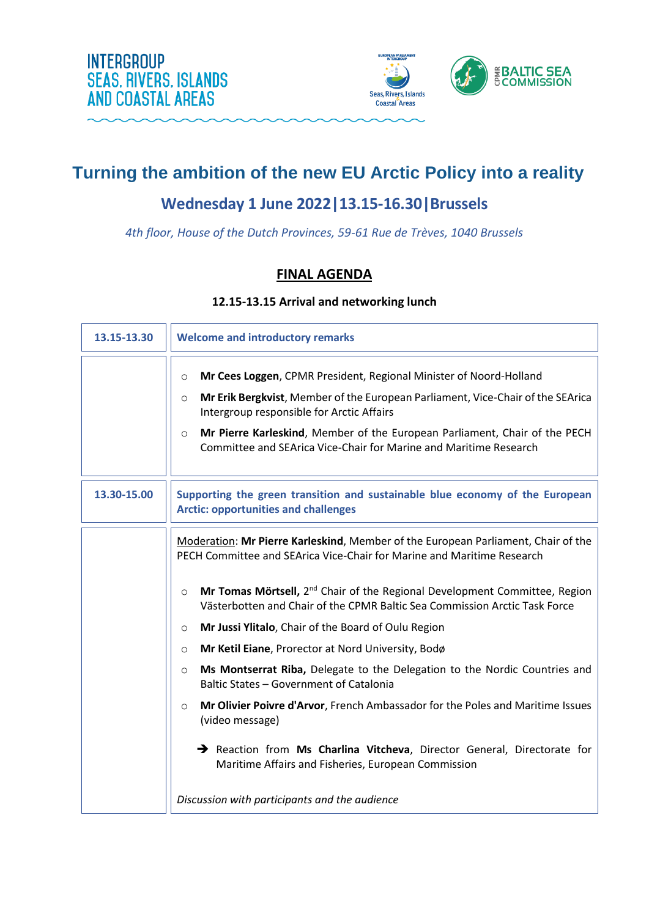INTERGROUP SEAS, RIVERS, ISLANDS AND COASTAL AREAS

# Turning the ambition of the new EU Arctic Policy into a reality

## Wednesday 1 June 2022|13.15-16.30|Brussels

*4th floor, House of the Dutch Provinces, 59-61 Rue de Trèves, 1040 Brussels*

## FINAL AGENDA

**12.15-13.15 Arrival and networking lunch**

| | |
|---|---|
| **13.15-13.30** | **Welcome and introductory remarks** |
| | ○ **Mr Cees Loggen**, CPMR President, Regional Minister of Noord-Holland<br>○ **Mr Erik Bergkvist**, Member of the European Parliament, Vice-Chair of the SEArica Intergroup responsible for Arctic Affairs<br>○ **Mr Pierre Karleskind**, Member of the European Parliament, Chair of the PECH Committee and SEArica Vice-Chair for Marine and Maritime Research |
| **13.30-15.00** | **Supporting the green transition and sustainable blue economy of the European Arctic: opportunities and challenges** |
| | Moderation: **Mr Pierre Karleskind**, Member of the European Parliament, Chair of the PECH Committee and SEArica Vice-Chair for Marine and Maritime Research<br><br>○ **Mr Tomas Mörtsell,** 2nd Chair of the Regional Development Committee, Region Västerbotten and Chair of the CPMR Baltic Sea Commission Arctic Task Force<br>○ **Mr Jussi Ylitalo**, Chair of the Board of Oulu Region<br>○ **Mr Ketil Eiane**, Prorector at Nord University, Bodø<br>○ **Ms Montserrat Riba,** Delegate to the Delegation to the Nordic Countries and Baltic States – Government of Catalonia<br>○ **Mr Olivier Poivre d'Arvor**, French Ambassador for the Poles and Maritime Issues (video message)<br><br>➔ Reaction from **Ms Charlina Vitcheva**, Director General, Directorate for Maritime Affairs and Fisheries, European Commission<br><br>*Discussion with participants and the audience* |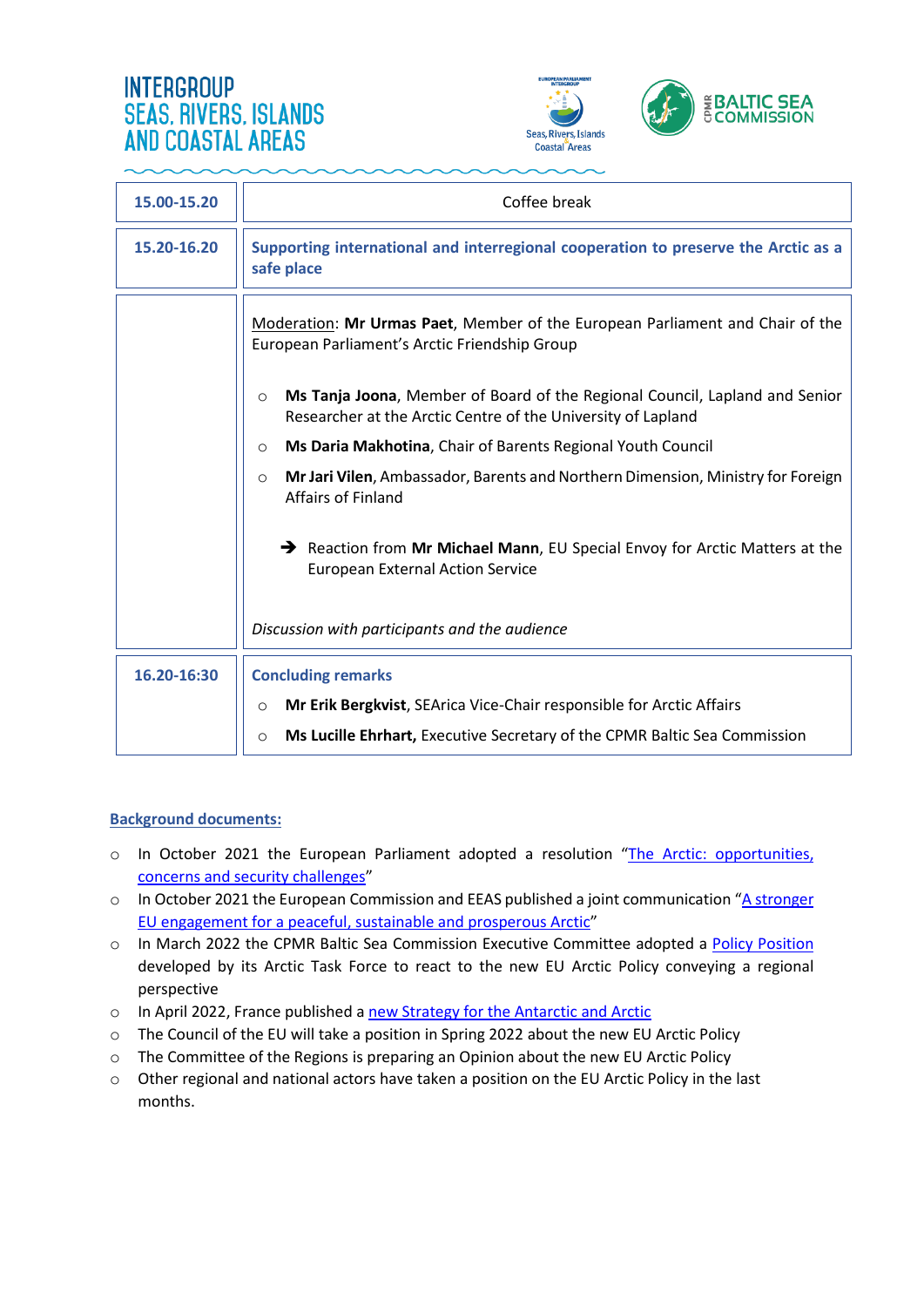| | |
|---|---|
| **15.00-15.20** | Coffee break |
| **15.20-16.20** | **Supporting international and interregional cooperation to preserve the Arctic as a safe place** |
| | Moderation: **Mr Urmas Paet**, Member of the European Parliament and Chair of the European Parliament's Arctic Friendship Group<br><br>○ **Ms Tanja Joona**, Member of Board of the Regional Council, Lapland and Senior Researcher at the Arctic Centre of the University of Lapland<br>○ **Ms Daria Makhotina**, Chair of Barents Regional Youth Council<br>○ **Mr Jari Vilen**, Ambassador, Barents and Northern Dimension, Ministry for Foreign Affairs of Finland<br><br>➔ Reaction from **Mr Michael Mann**, EU Special Envoy for Arctic Matters at the European External Action Service<br><br>*Discussion with participants and the audience* |
| **16.20-16:30** | **Concluding remarks**<br>○ **Mr Erik Bergkvist**, SEArica Vice-Chair responsible for Arctic Affairs<br>○ **Ms Lucille Ehrhart,** Executive Secretary of the CPMR Baltic Sea Commission |

## Background documents:

- In October 2021 the European Parliament adopted a resolution "The Arctic: opportunities, concerns and security challenges"
- In October 2021 the European Commission and EEAS published a joint communication "A stronger EU engagement for a peaceful, sustainable and prosperous Arctic"
- In March 2022 the CPMR Baltic Sea Commission Executive Committee adopted a Policy Position developed by its Arctic Task Force to react to the new EU Arctic Policy conveying a regional perspective
- In April 2022, France published a new Strategy for the Antarctic and Arctic
- The Council of the EU will take a position in Spring 2022 about the new EU Arctic Policy
- The Committee of the Regions is preparing an Opinion about the new EU Arctic Policy
- Other regional and national actors have taken a position on the EU Arctic Policy in the last months.